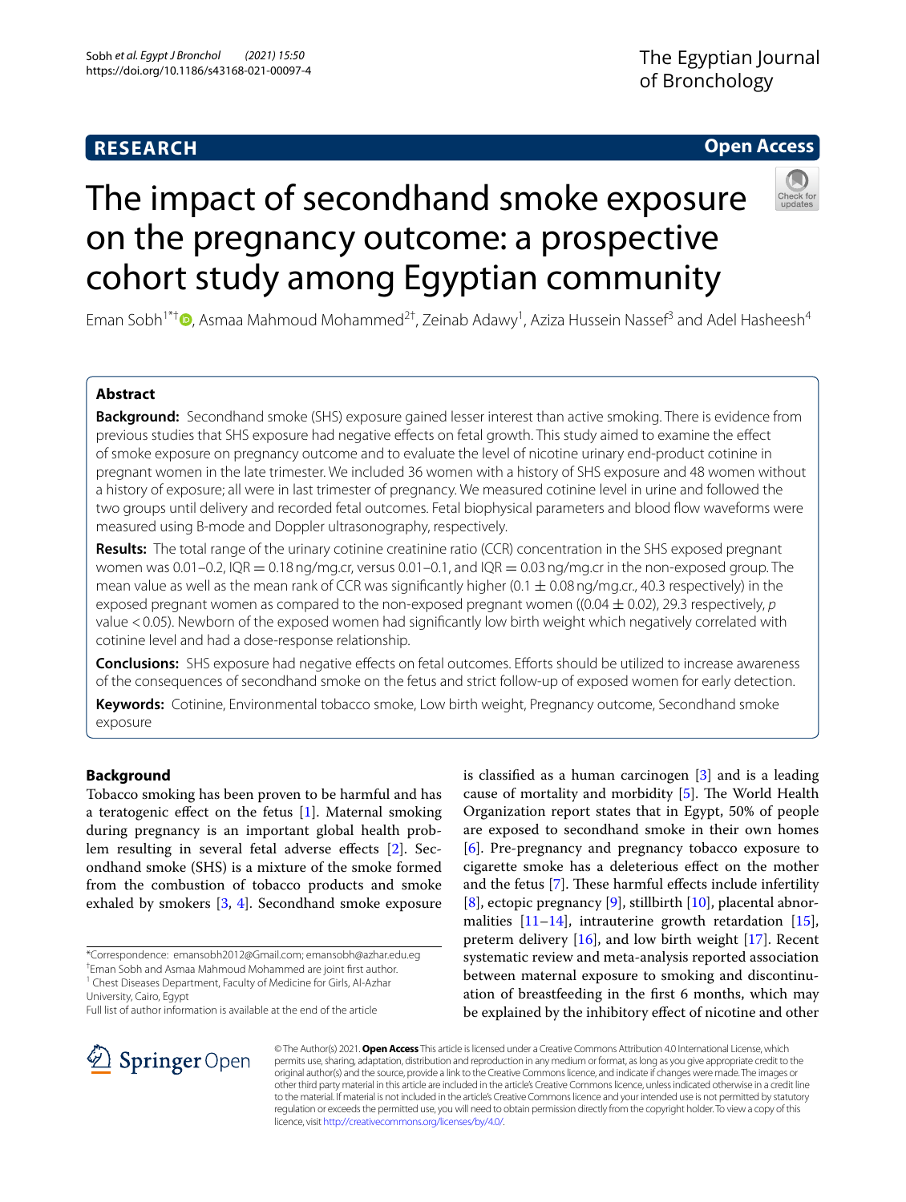**RESEARCH** **Open Access**

# The impact of secondhand smoke exposure on the pregnancy outcome: a prospective cohort study among Egyptian community

Eman Sobh[1*†], Asmaa Mahmoud Mohammed[2†], Zeinab Adawy[1], Aziza Hussein Nassef[3] and Adel Hasheesh[4]

## Abstract

**Background:** Secondhand smoke (SHS) exposure gained lesser interest than active smoking. There is evidence from previous studies that SHS exposure had negative effects on fetal growth. This study aimed to examine the effect of smoke exposure on pregnancy outcome and to evaluate the level of nicotine urinary end-product cotinine in pregnant women in the late trimester. We included 36 women with a history of SHS exposure and 48 women without a history of exposure; all were in last trimester of pregnancy. We measured cotinine level in urine and followed the two groups until delivery and recorded fetal outcomes. Fetal biophysical parameters and blood flow waveforms were measured using B-mode and Doppler ultrasonography, respectively.

**Results:** The total range of the urinary cotinine creatinine ratio (CCR) concentration in the SHS exposed pregnant women was 0.01–0.2, IQR = 0.18 ng/mg.cr, versus 0.01–0.1, and IQR = 0.03 ng/mg.cr in the non-exposed group. The mean value as well as the mean rank of CCR was significantly higher (0.1 ± 0.08 ng/mg.cr., 40.3 respectively) in the exposed pregnant women as compared to the non-exposed pregnant women ((0.04 ± 0.02), 29.3 respectively, *p* value < 0.05). Newborn of the exposed women had significantly low birth weight which negatively correlated with cotinine level and had a dose-response relationship.

**Conclusions:** SHS exposure had negative effects on fetal outcomes. Efforts should be utilized to increase awareness of the consequences of secondhand smoke on the fetus and strict follow-up of exposed women for early detection.

**Keywords:** Cotinine, Environmental tobacco smoke, Low birth weight, Pregnancy outcome, Secondhand smoke exposure

## Background

Tobacco smoking has been proven to be harmful and has a teratogenic effect on the fetus [1]. Maternal smoking during pregnancy is an important global health problem resulting in several fetal adverse effects [2]. Secondhand smoke (SHS) is a mixture of the smoke formed from the combustion of tobacco products and smoke exhaled by smokers [3, 4]. Secondhand smoke exposure is classified as a human carcinogen [3] and is a leading cause of mortality and morbidity [5]. The World Health Organization report states that in Egypt, 50% of people are exposed to secondhand smoke in their own homes [6]. Pre-pregnancy and pregnancy tobacco exposure to cigarette smoke has a deleterious effect on the mother and the fetus [7]. These harmful effects include infertility [8], ectopic pregnancy [9], stillbirth [10], placental abnormalities [11–14], intrauterine growth retardation [15], preterm delivery [16], and low birth weight [17]. Recent systematic review and meta-analysis reported association between maternal exposure to smoking and discontinuation of breastfeeding in the first 6 months, which may be explained by the inhibitory effect of nicotine and other

*Correspondence: emansobh2012@Gmail.com; emansobh@azhar.edu.eg
†Eman Sobh and Asmaa Mahmoud Mohammed are joint first author.
[1] Chest Diseases Department, Faculty of Medicine for Girls, Al-Azhar University, Cairo, Egypt
Full list of author information is available at the end of the article

© The Author(s) 2021. **Open Access** This article is licensed under a Creative Commons Attribution 4.0 International License, which permits use, sharing, adaptation, distribution and reproduction in any medium or format, as long as you give appropriate credit to the original author(s) and the source, provide a link to the Creative Commons licence, and indicate if changes were made. The images or other third party material in this article are included in the article's Creative Commons licence, unless indicated otherwise in a credit line to the material. If material is not included in the article's Creative Commons licence and your intended use is not permitted by statutory regulation or exceeds the permitted use, you will need to obtain permission directly from the copyright holder. To view a copy of this licence, visit http://creativecommons.org/licenses/by/4.0/.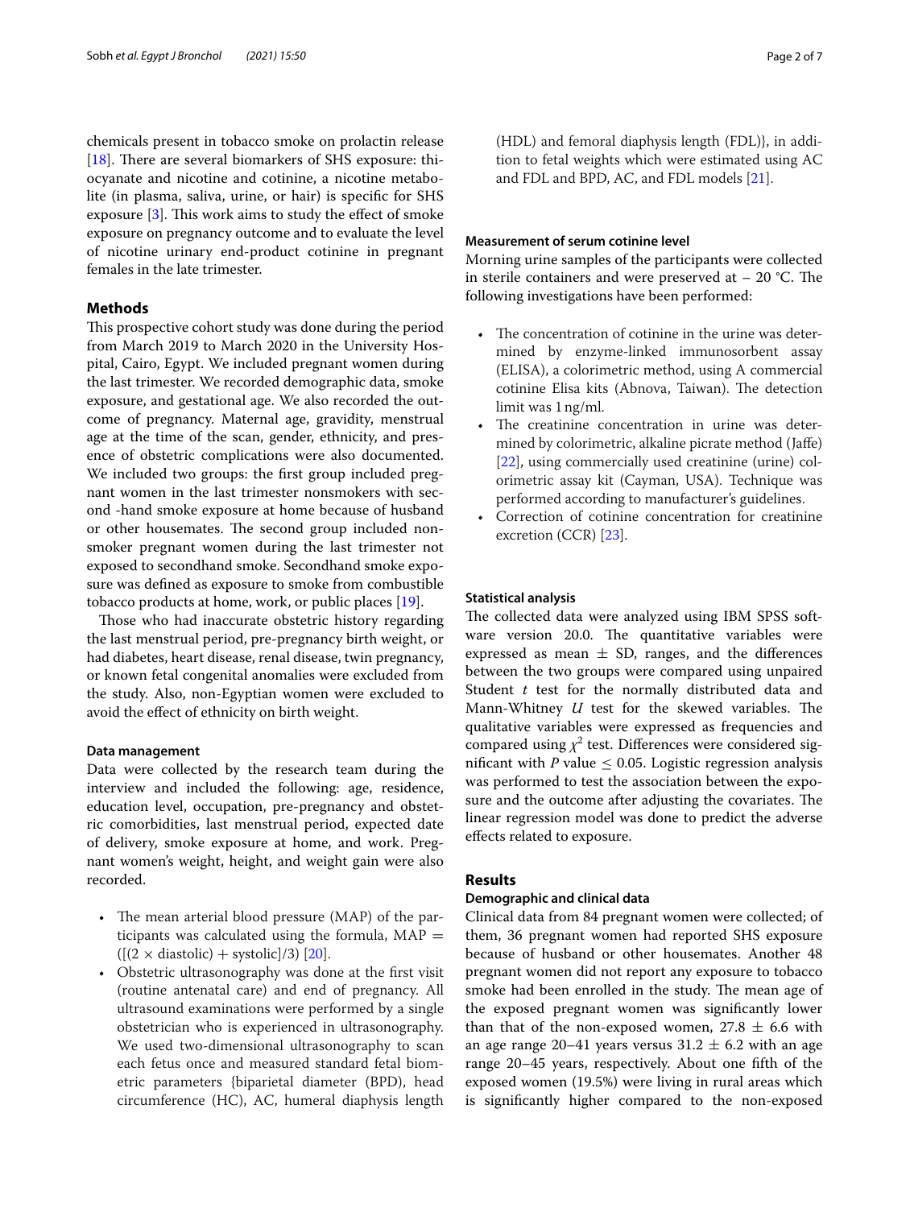chemicals present in tobacco smoke on prolactin release [18]. There are several biomarkers of SHS exposure: thiocyanate and nicotine and cotinine, a nicotine metabolite (in plasma, saliva, urine, or hair) is specific for SHS exposure [3]. This work aims to study the effect of smoke exposure on pregnancy outcome and to evaluate the level of nicotine urinary end-product cotinine in pregnant females in the late trimester.

## Methods

This prospective cohort study was done during the period from March 2019 to March 2020 in the University Hospital, Cairo, Egypt. We included pregnant women during the last trimester. We recorded demographic data, smoke exposure, and gestational age. We also recorded the outcome of pregnancy. Maternal age, gravidity, menstrual age at the time of the scan, gender, ethnicity, and presence of obstetric complications were also documented. We included two groups: the first group included pregnant women in the last trimester nonsmokers with second -hand smoke exposure at home because of husband or other housemates. The second group included non-smoker pregnant women during the last trimester not exposed to secondhand smoke. Secondhand smoke exposure was defined as exposure to smoke from combustible tobacco products at home, work, or public places [19].

Those who had inaccurate obstetric history regarding the last menstrual period, pre-pregnancy birth weight, or had diabetes, heart disease, renal disease, twin pregnancy, or known fetal congenital anomalies were excluded from the study. Also, non-Egyptian women were excluded to avoid the effect of ethnicity on birth weight.

### Data management

Data were collected by the research team during the interview and included the following: age, residence, education level, occupation, pre-pregnancy and obstetric comorbidities, last menstrual period, expected date of delivery, smoke exposure at home, and work. Pregnant women's weight, height, and weight gain were also recorded.

- The mean arterial blood pressure (MAP) of the participants was calculated using the formula, MAP $= ([(2 \times \text{diastolic}) + \text{systolic}]/3)$ [20].
- Obstetric ultrasonography was done at the first visit (routine antenatal care) and end of pregnancy. All ultrasound examinations were performed by a single obstetrician who is experienced in ultrasonography. We used two-dimensional ultrasonography to scan each fetus once and measured standard fetal biometric parameters {biparietal diameter (BPD), head circumference (HC), AC, humeral diaphysis length (HDL) and femoral diaphysis length (FDL)}, in addition to fetal weights which were estimated using AC and FDL and BPD, AC, and FDL models [21].

### Measurement of serum cotinine level

Morning urine samples of the participants were collected in sterile containers and were preserved at − 20 °C. The following investigations have been performed:

- The concentration of cotinine in the urine was determined by enzyme-linked immunosorbent assay (ELISA), a colorimetric method, using A commercial cotinine Elisa kits (Abnova, Taiwan). The detection limit was 1 ng/ml.
- The creatinine concentration in urine was determined by colorimetric, alkaline picrate method (Jaffe) [22], using commercially used creatinine (urine) colorimetric assay kit (Cayman, USA). Technique was performed according to manufacturer's guidelines.
- Correction of cotinine concentration for creatinine excretion (CCR) [23].

### Statistical analysis

The collected data were analyzed using IBM SPSS software version 20.0. The quantitative variables were expressed as mean ± SD, ranges, and the differences between the two groups were compared using unpaired Student *t* test for the normally distributed data and Mann-Whitney *U* test for the skewed variables. The qualitative variables were expressed as frequencies and compared using $\chi^2$ test. Differences were considered significant with $P$ value $\leq 0.05$. Logistic regression analysis was performed to test the association between the exposure and the outcome after adjusting the covariates. The linear regression model was done to predict the adverse effects related to exposure.

## Results

### Demographic and clinical data

Clinical data from 84 pregnant women were collected; of them, 36 pregnant women had reported SHS exposure because of husband or other housemates. Another 48 pregnant women did not report any exposure to tobacco smoke had been enrolled in the study. The mean age of the exposed pregnant women was significantly lower than that of the non-exposed women, 27.8 ± 6.6 with an age range 20–41 years versus 31.2 ± 6.2 with an age range 20–45 years, respectively. About one fifth of the exposed women (19.5%) were living in rural areas which is significantly higher compared to the non-exposed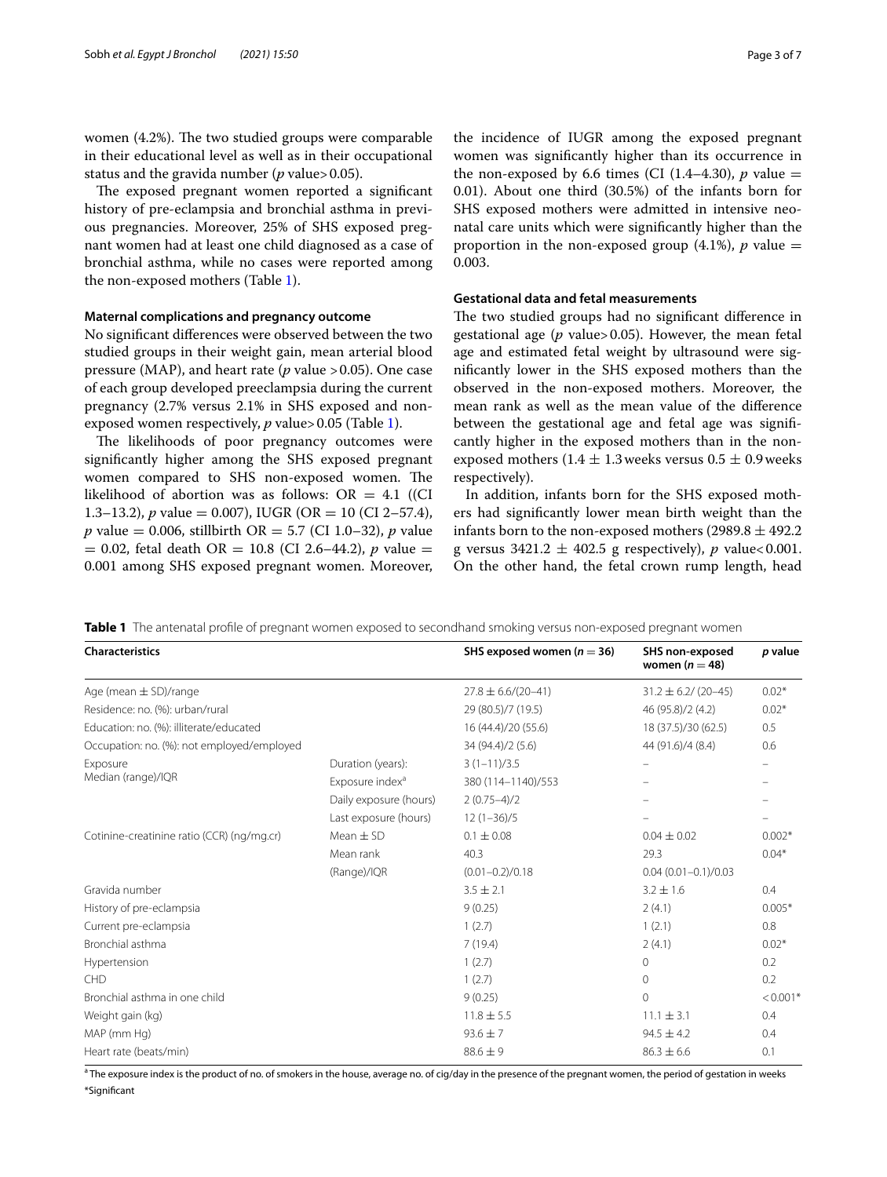women (4.2%). The two studied groups were comparable in their educational level as well as in their occupational status and the gravida number ($p$ value > 0.05).

The exposed pregnant women reported a significant history of pre-eclampsia and bronchial asthma in previous pregnancies. Moreover, 25% of SHS exposed pregnant women had at least one child diagnosed as a case of bronchial asthma, while no cases were reported among the non-exposed mothers (Table 1).

#### Maternal complications and pregnancy outcome

No significant differences were observed between the two studied groups in their weight gain, mean arterial blood pressure (MAP), and heart rate ($p$ value > 0.05). One case of each group developed preeclampsia during the current pregnancy (2.7% versus 2.1% in SHS exposed and non-exposed women respectively, $p$ value > 0.05 (Table 1).

The likelihoods of poor pregnancy outcomes were significantly higher among the SHS exposed pregnant women compared to SHS non-exposed women. The likelihood of abortion was as follows: OR = 4.1 ((CI 1.3–13.2), $p$ value = 0.007), IUGR (OR = 10 (CI 2–57.4), $p$ value = 0.006, stillbirth OR = 5.7 (CI 1.0–32), $p$ value = 0.02, fetal death OR = 10.8 (CI 2.6–44.2), $p$ value = 0.001 among SHS exposed pregnant women. Moreover, the incidence of IUGR among the exposed pregnant women was significantly higher than its occurrence in the non-exposed by 6.6 times (CI (1.4–4.30), $p$ value = 0.01). About one third (30.5%) of the infants born for SHS exposed mothers were admitted in intensive neonatal care units which were significantly higher than the proportion in the non-exposed group (4.1%), $p$ value = 0.003.

#### Gestational data and fetal measurements

The two studied groups had no significant difference in gestational age ($p$ value > 0.05). However, the mean fetal age and estimated fetal weight by ultrasound were significantly lower in the SHS exposed mothers than the observed in the non-exposed mothers. Moreover, the mean rank as well as the mean value of the difference between the gestational age and fetal age was significantly higher in the exposed mothers than in the non-exposed mothers (1.4 ± 1.3 weeks versus 0.5 ± 0.9 weeks respectively).

In addition, infants born for the SHS exposed mothers had significantly lower mean birth weight than the infants born to the non-exposed mothers (2989.8 ± 492.2 g versus 3421.2 ± 402.5 g respectively), $p$ value < 0.001. On the other hand, the fetal crown rump length, head

**Table 1** The antenatal profile of pregnant women exposed to secondhand smoking versus non-exposed pregnant women

| Characteristics | | SHS exposed women ($n$ = 36) | SHS non-exposed women ($n$ = 48) | $p$ value |
|---|---|---|---|---|
| Age (mean ± SD)/range | | 27.8 ± 6.6/(20–41) | 31.2 ± 6.2/ (20–45) | 0.02* |
| Residence: no. (%): urban/rural | | 29 (80.5)/7 (19.5) | 46 (95.8)/2 (4.2) | 0.02* |
| Education: no. (%): illiterate/educated | | 16 (44.4)/20 (55.6) | 18 (37.5)/30 (62.5) | 0.5 |
| Occupation: no. (%): not employed/employed | | 34 (94.4)/2 (5.6) | 44 (91.6)/4 (8.4) | 0.6 |
| Exposure Median (range)/IQR | Duration (years): | 3 (1–11)/3.5 | – | – |
| | Exposure index[a] | 380 (114–1140)/553 | – | – |
| | Daily exposure (hours) | 2 (0.75–4)/2 | – | – |
| | Last exposure (hours) | 12 (1–36)/5 | – | – |
| Cotinine-creatinine ratio (CCR) (ng/mg.cr) | Mean ± SD | 0.1 ± 0.08 | 0.04 ± 0.02 | 0.002* |
| | Mean rank | 40.3 | 29.3 | 0.04* |
| | (Range)/IQR | (0.01–0.2)/0.18 | 0.04 (0.01–0.1)/0.03 | |
| Gravida number | | 3.5 ± 2.1 | 3.2 ± 1.6 | 0.4 |
| History of pre-eclampsia | | 9 (0.25) | 2 (4.1) | 0.005* |
| Current pre-eclampsia | | 1 (2.7) | 1 (2.1) | 0.8 |
| Bronchial asthma | | 7 (19.4) | 2 (4.1) | 0.02* |
| Hypertension | | 1 (2.7) | 0 | 0.2 |
| CHD | | 1 (2.7) | 0 | 0.2 |
| Bronchial asthma in one child | | 9 (0.25) | 0 | < 0.001* |
| Weight gain (kg) | | 11.8 ± 5.5 | 11.1 ± 3.1 | 0.4 |
| MAP (mm Hg) | | 93.6 ± 7 | 94.5 ± 4.2 | 0.4 |
| Heart rate (beats/min) | | 88.6 ± 9 | 86.3 ± 6.6 | 0.1 |

[a] The exposure index is the product of no. of smokers in the house, average no. of cig/day in the presence of the pregnant women, the period of gestation in weeks

*Significant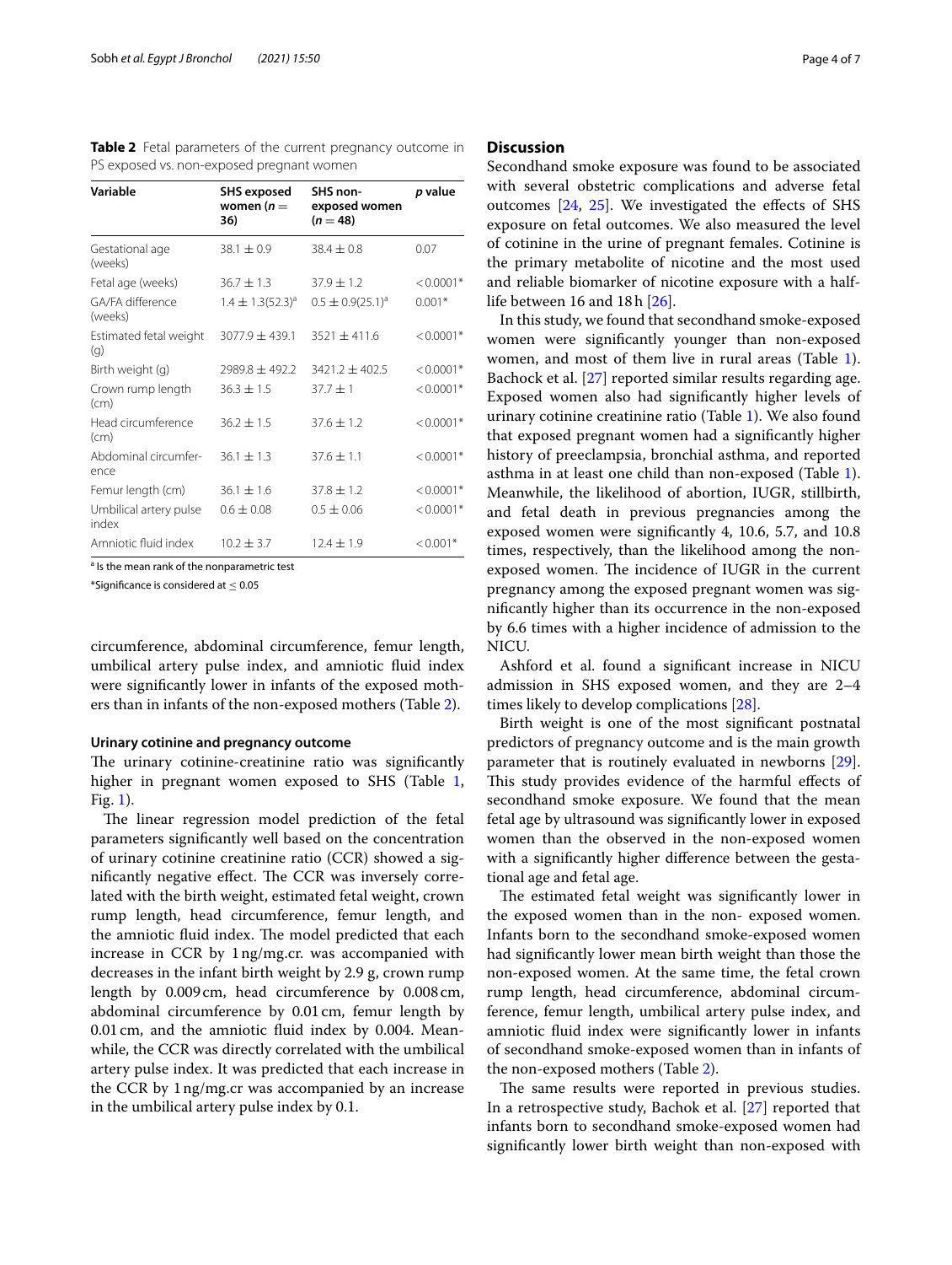**Table 2** Fetal parameters of the current pregnancy outcome in PS exposed vs. non-exposed pregnant women

| Variable | SHS exposed women ($n = 36$) | SHS non-exposed women ($n = 48$) | *p* value |
|---|---|---|---|
| Gestational age (weeks) | 38.1 ± 0.9 | 38.4 ± 0.8 | 0.07 |
| Fetal age (weeks) | 36.7 ± 1.3 | 37.9 ± 1.2 | < 0.0001* |
| GA/FA difference (weeks) | 1.4 ± 1.3(52.3)[a] | 0.5 ± 0.9(25.1)[a] | 0.001* |
| Estimated fetal weight (g) | 3077.9 ± 439.1 | 3521 ± 411.6 | < 0.0001* |
| Birth weight (g) | 2989.8 ± 492.2 | 3421.2 ± 402.5 | < 0.0001* |
| Crown rump length (cm) | 36.3 ± 1.5 | 37.7 ± 1 | < 0.0001* |
| Head circumference (cm) | 36.2 ± 1.5 | 37.6 ± 1.2 | < 0.0001* |
| Abdominal circumference | 36.1 ± 1.3 | 37.6 ± 1.1 | < 0.0001* |
| Femur length (cm) | 36.1 ± 1.6 | 37.8 ± 1.2 | < 0.0001* |
| Umbilical artery pulse index | 0.6 ± 0.08 | 0.5 ± 0.06 | < 0.0001* |
| Amniotic fluid index | 10.2 ± 3.7 | 12.4 ± 1.9 | < 0.001* |

[a] Is the mean rank of the nonparametric test

*Significance is considered at ≤ 0.05

circumference, abdominal circumference, femur length, umbilical artery pulse index, and amniotic fluid index were significantly lower in infants of the exposed mothers than in infants of the non-exposed mothers (Table 2).

### Urinary cotinine and pregnancy outcome

The urinary cotinine-creatinine ratio was significantly higher in pregnant women exposed to SHS (Table 1, Fig. 1).

The linear regression model prediction of the fetal parameters significantly well based on the concentration of urinary cotinine creatinine ratio (CCR) showed a significantly negative effect. The CCR was inversely correlated with the birth weight, estimated fetal weight, crown rump length, head circumference, femur length, and the amniotic fluid index. The model predicted that each increase in CCR by 1 ng/mg.cr. was accompanied with decreases in the infant birth weight by 2.9 g, crown rump length by 0.009 cm, head circumference by 0.008 cm, abdominal circumference by 0.01 cm, femur length by 0.01 cm, and the amniotic fluid index by 0.004. Meanwhile, the CCR was directly correlated with the umbilical artery pulse index. It was predicted that each increase in the CCR by 1 ng/mg.cr was accompanied by an increase in the umbilical artery pulse index by 0.1.

## Discussion

Secondhand smoke exposure was found to be associated with several obstetric complications and adverse fetal outcomes [24, 25]. We investigated the effects of SHS exposure on fetal outcomes. We also measured the level of cotinine in the urine of pregnant females. Cotinine is the primary metabolite of nicotine and the most used and reliable biomarker of nicotine exposure with a half-life between 16 and 18 h [26].

In this study, we found that secondhand smoke-exposed women were significantly younger than non-exposed women, and most of them live in rural areas (Table 1). Bachock et al. [27] reported similar results regarding age. Exposed women also had significantly higher levels of urinary cotinine creatinine ratio (Table 1). We also found that exposed pregnant women had a significantly higher history of preeclampsia, bronchial asthma, and reported asthma in at least one child than non-exposed (Table 1). Meanwhile, the likelihood of abortion, IUGR, stillbirth, and fetal death in previous pregnancies among the exposed women were significantly 4, 10.6, 5.7, and 10.8 times, respectively, than the likelihood among the non-exposed women. The incidence of IUGR in the current pregnancy among the exposed pregnant women was significantly higher than its occurrence in the non-exposed by 6.6 times with a higher incidence of admission to the NICU.

Ashford et al. found a significant increase in NICU admission in SHS exposed women, and they are 2–4 times likely to develop complications [28].

Birth weight is one of the most significant postnatal predictors of pregnancy outcome and is the main growth parameter that is routinely evaluated in newborns [29]. This study provides evidence of the harmful effects of secondhand smoke exposure. We found that the mean fetal age by ultrasound was significantly lower in exposed women than the observed in the non-exposed women with a significantly higher difference between the gestational age and fetal age.

The estimated fetal weight was significantly lower in the exposed women than in the non- exposed women. Infants born to the secondhand smoke-exposed women had significantly lower mean birth weight than those the non-exposed women. At the same time, the fetal crown rump length, head circumference, abdominal circumference, femur length, umbilical artery pulse index, and amniotic fluid index were significantly lower in infants of secondhand smoke-exposed women than in infants of the non-exposed mothers (Table 2).

The same results were reported in previous studies. In a retrospective study, Bachok et al. [27] reported that infants born to secondhand smoke-exposed women had significantly lower birth weight than non-exposed with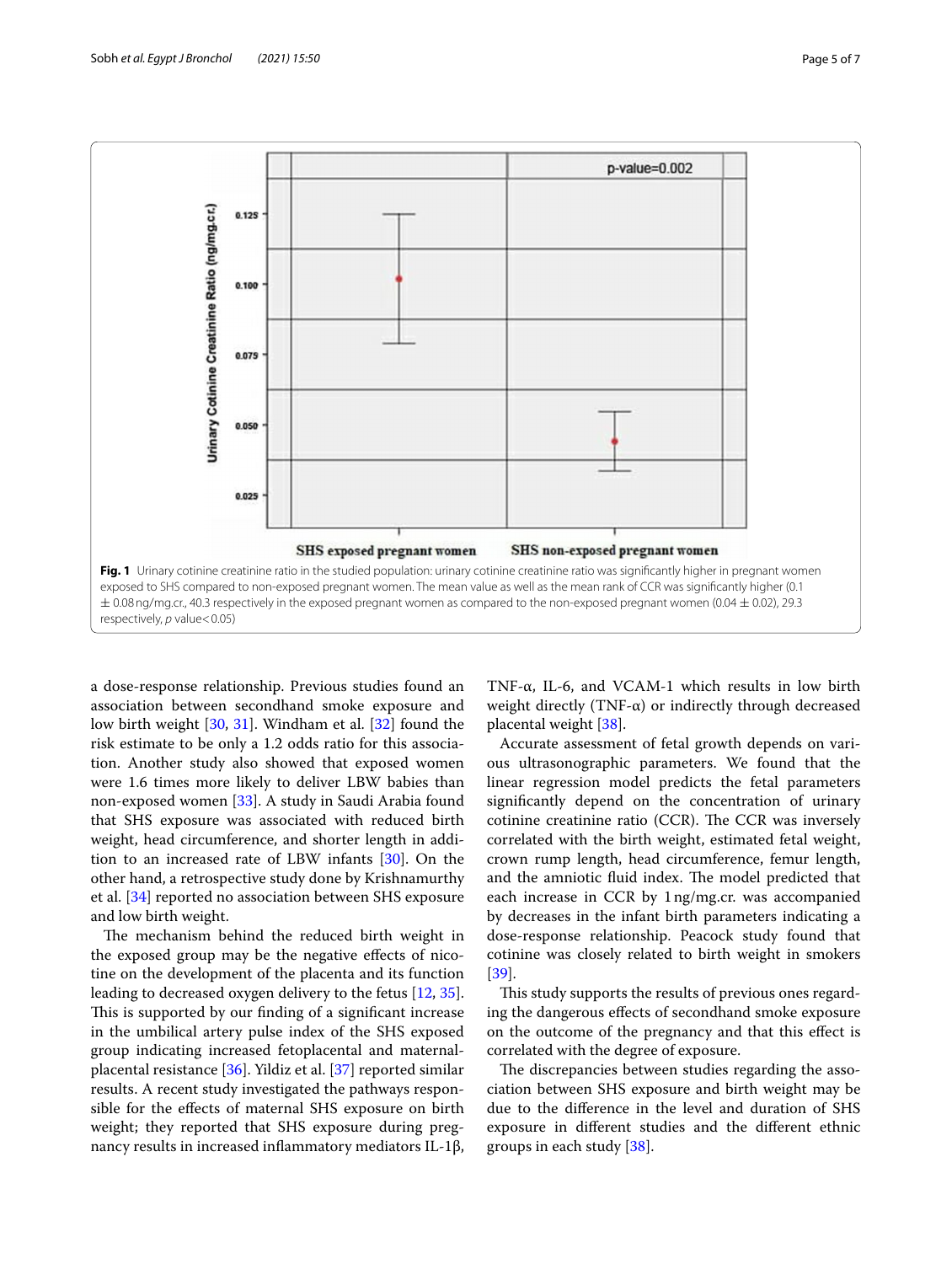**Fig. 1** Urinary cotinine creatinine ratio in the studied population: urinary cotinine creatinine ratio was significantly higher in pregnant women exposed to SHS compared to non-exposed pregnant women. The mean value as well as the mean rank of CCR was significantly higher (0.1 ± 0.08 ng/mg.cr., 40.3 respectively in the exposed pregnant women as compared to the non-exposed pregnant women (0.04 ± 0.02), 29.3 respectively, $p$ value < 0.05)

a dose-response relationship. Previous studies found an association between secondhand smoke exposure and low birth weight [30, 31]. Windham et al. [32] found the risk estimate to be only a 1.2 odds ratio for this association. Another study also showed that exposed women were 1.6 times more likely to deliver LBW babies than non-exposed women [33]. A study in Saudi Arabia found that SHS exposure was associated with reduced birth weight, head circumference, and shorter length in addition to an increased rate of LBW infants [30]. On the other hand, a retrospective study done by Krishnamurthy et al. [34] reported no association between SHS exposure and low birth weight.

The mechanism behind the reduced birth weight in the exposed group may be the negative effects of nicotine on the development of the placenta and its function leading to decreased oxygen delivery to the fetus [12, 35]. This is supported by our finding of a significant increase in the umbilical artery pulse index of the SHS exposed group indicating increased fetoplacental and maternal-placental resistance [36]. Yildiz et al. [37] reported similar results. A recent study investigated the pathways responsible for the effects of maternal SHS exposure on birth weight; they reported that SHS exposure during pregnancy results in increased inflammatory mediators IL-1β, TNF-α, IL-6, and VCAM-1 which results in low birth weight directly (TNF-α) or indirectly through decreased placental weight [38].

Accurate assessment of fetal growth depends on various ultrasonographic parameters. We found that the linear regression model predicts the fetal parameters significantly depend on the concentration of urinary cotinine creatinine ratio (CCR). The CCR was inversely correlated with the birth weight, estimated fetal weight, crown rump length, head circumference, femur length, and the amniotic fluid index. The model predicted that each increase in CCR by 1 ng/mg.cr. was accompanied by decreases in the infant birth parameters indicating a dose-response relationship. Peacock study found that cotinine was closely related to birth weight in smokers [39].

This study supports the results of previous ones regarding the dangerous effects of secondhand smoke exposure on the outcome of the pregnancy and that this effect is correlated with the degree of exposure.

The discrepancies between studies regarding the association between SHS exposure and birth weight may be due to the difference in the level and duration of SHS exposure in different studies and the different ethnic groups in each study [38].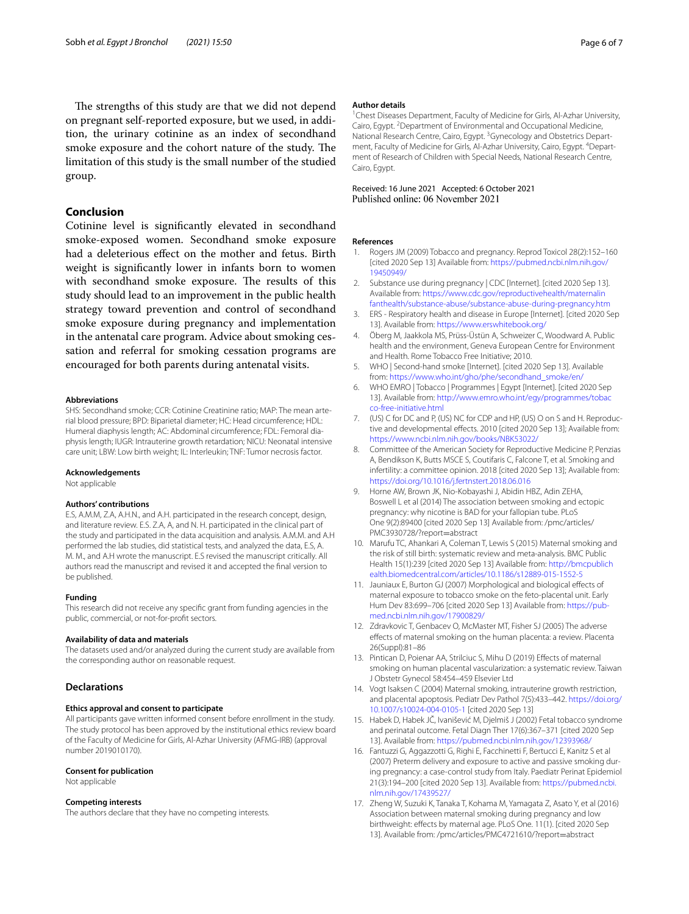The strengths of this study are that we did not depend on pregnant self-reported exposure, but we used, in addition, the urinary cotinine as an index of secondhand smoke exposure and the cohort nature of the study. The limitation of this study is the small number of the studied group.

## Conclusion

Cotinine level is significantly elevated in secondhand smoke-exposed women. Secondhand smoke exposure had a deleterious effect on the mother and fetus. Birth weight is significantly lower in infants born to women with secondhand smoke exposure. The results of this study should lead to an improvement in the public health strategy toward prevention and control of secondhand smoke exposure during pregnancy and implementation in the antenatal care program. Advice about smoking cessation and referral for smoking cessation programs are encouraged for both parents during antenatal visits.

#### Abbreviations

SHS: Secondhand smoke; CCR: Cotinine Creatinine ratio; MAP: The mean arterial blood pressure; BPD: Biparietal diameter; HC: Head circumference; HDL: Humeral diaphysis length; AC: Abdominal circumference; FDL: Femoral diaphysis length; IUGR: Intrauterine growth retardation; NICU: Neonatal intensive care unit; LBW: Low birth weight; IL: Interleukin; TNF: Tumor necrosis factor.

#### Acknowledgements

Not applicable

#### Authors' contributions

E.S, A.M.M, Z.A, A.H.N., and A.H. participated in the research concept, design, and literature review. E.S. Z.A, A, and N. H. participated in the clinical part of the study and participated in the data acquisition and analysis. A.M.M. and A.H performed the lab studies, did statistical tests, and analyzed the data, E.S, A. M. M., and A.H wrote the manuscript. E.S revised the manuscript critically. All authors read the manuscript and revised it and accepted the final version to be published.

#### Funding

This research did not receive any specific grant from funding agencies in the public, commercial, or not-for-profit sectors.

#### Availability of data and materials

The datasets used and/or analyzed during the current study are available from the corresponding author on reasonable request.

### Declarations

#### Ethics approval and consent to participate

All participants gave written informed consent before enrollment in the study. The study protocol has been approved by the institutional ethics review board of the Faculty of Medicine for Girls, Al-Azhar University (AFMG-IRB) (approval number 2019010170).

#### Consent for publication

Not applicable

#### Competing interests

The authors declare that they have no competing interests.

#### Author details

[1]Chest Diseases Department, Faculty of Medicine for Girls, Al-Azhar University, Cairo, Egypt. [2]Department of Environmental and Occupational Medicine, National Research Centre, Cairo, Egypt. [3]Gynecology and Obstetrics Department, Faculty of Medicine for Girls, Al-Azhar University, Cairo, Egypt. [4]Department of Research of Children with Special Needs, National Research Centre, Cairo, Egypt.

Received: 16 June 2021 Accepted: 6 October 2021
Published online: 06 November 2021

#### References

1. Rogers JM (2009) Tobacco and pregnancy. Reprod Toxicol 28(2):152–160 [cited 2020 Sep 13] Available from: https://pubmed.ncbi.nlm.nih.gov/19450949/
2. Substance use during pregnancy | CDC [Internet]. [cited 2020 Sep 13]. Available from: https://www.cdc.gov/reproductivehealth/maternalinfanthealth/substance-abuse/substance-abuse-during-pregnancy.htm
3. ERS - Respiratory health and disease in Europe [Internet]. [cited 2020 Sep 13]. Available from: https://www.erswhitebook.org/
4. Öberg M, Jaakkola MS, Prüss-Üstün A, Schweizer C, Woodward A. Public health and the environment, Geneva European Centre for Environment and Health. Rome Tobacco Free Initiative; 2010.
5. WHO | Second-hand smoke [Internet]. [cited 2020 Sep 13]. Available from: https://www.who.int/gho/phe/secondhand_smoke/en/
6. WHO EMRO | Tobacco | Programmes | Egypt [Internet]. [cited 2020 Sep 13]. Available from: http://www.emro.who.int/egy/programmes/tobacco-free-initiative.html
7. (US) C for DC and P, (US) NC for CDP and HP, (US) O on S and H. Reproductive and developmental effects. 2010 [cited 2020 Sep 13]; Available from: https://www.ncbi.nlm.nih.gov/books/NBK53022/
8. Committee of the American Society for Reproductive Medicine P, Penzias A, Bendikson K, Butts MSCE S, Coutifaris C, Falcone T, et al. Smoking and infertility: a committee opinion. 2018 [cited 2020 Sep 13]; Available from: https://doi.org/10.1016/j.fertnstert.2018.06.016
9. Horne AW, Brown JK, Nio-Kobayashi J, Abidin HBZ, Adin ZEHA, Boswell L et al (2014) The association between smoking and ectopic pregnancy: why nicotine is BAD for your fallopian tube. PLoS One 9(2):89400 [cited 2020 Sep 13] Available from: /pmc/articles/PMC3930728/?report=abstract
10. Marufu TC, Ahankari A, Coleman T, Lewis S (2015) Maternal smoking and the risk of still birth: systematic review and meta-analysis. BMC Public Health 15(1):239 [cited 2020 Sep 13] Available from: http://bmcpublichealth.biomedcentral.com/articles/10.1186/s12889-015-1552-5
11. Jauniaux E, Burton GJ (2007) Morphological and biological effects of maternal exposure to tobacco smoke on the feto-placental unit. Early Hum Dev 83:699–706 [cited 2020 Sep 13] Available from: https://pubmed.ncbi.nlm.nih.gov/17900829/
12. Zdravkovic T, Genbacev O, McMaster MT, Fisher SJ (2005) The adverse effects of maternal smoking on the human placenta: a review. Placenta 26(Suppl):81–86
13. Pintican D, Poienar AA, Strilciuc S, Mihu D (2019) Effects of maternal smoking on human placental vascularization: a systematic review. Taiwan J Obstetr Gynecol 58:454–459 Elsevier Ltd
14. Vogt Isaksen C (2004) Maternal smoking, intrauterine growth restriction, and placental apoptosis. Pediatr Dev Pathol 7(5):433–442. https://doi.org/10.1007/s10024-004-0105-1 [cited 2020 Sep 13]
15. Habek D, Habek JČ, Ivanišević M, Djelmiš J (2002) Fetal tobacco syndrome and perinatal outcome. Fetal Diagn Ther 17(6):367–371 [cited 2020 Sep 13]. Available from: https://pubmed.ncbi.nlm.nih.gov/12393968/
16. Fantuzzi G, Aggazzotti G, Righi E, Facchinetti F, Bertucci E, Kanitz S et al (2007) Preterm delivery and exposure to active and passive smoking during pregnancy: a case-control study from Italy. Paediatr Perinat Epidemiol 21(3):194–200 [cited 2020 Sep 13]. Available from: https://pubmed.ncbi.nlm.nih.gov/17439527/
17. Zheng W, Suzuki K, Tanaka T, Kohama M, Yamagata Z, Asato Y, et al (2016) Association between maternal smoking during pregnancy and low birthweight: effects by maternal age. PLoS One. 11(1). [cited 2020 Sep 13]. Available from: /pmc/articles/PMC4721610/?report=abstract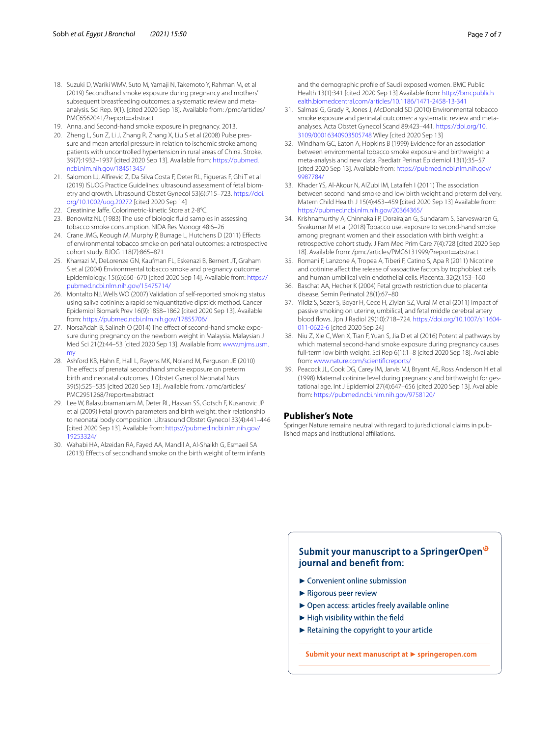18. Suzuki D, Wariki WMV, Suto M, Yamaji N, Takemoto Y, Rahman M, et al (2019) Secondhand smoke exposure during pregnancy and mothers' subsequent breastfeeding outcomes: a systematic review and meta-analysis. Sci Rep. 9(1). [cited 2020 Sep 18]. Available from: /pmc/articles/PMC6562041/?report=abstract
19. Anna. and Second-hand smoke exposure in pregnancy. 2013.
20. Zheng L, Sun Z, Li J, Zhang R, Zhang X, Liu S et al (2008) Pulse pressure and mean arterial pressure in relation to ischemic stroke among patients with uncontrolled hypertension in rural areas of China. Stroke. 39(7):1932–1937 [cited 2020 Sep 13]. Available from: https://pubmed.ncbi.nlm.nih.gov/18451345/
21. Salomon LJ, Alfirevic Z, Da Silva Costa F, Deter RL, Figueras F, Ghi T et al (2019) ISUOG Practice Guidelines: ultrasound assessment of fetal biometry and growth. Ultrasound Obstet Gynecol 53(6):715–723. https://doi.org/10.1002/uog.20272 [cited 2020 Sep 14]
22. Creatinine Jaffe. Colorimetric-kinetic Store at 2-8°C.
23. Benowitz NL (1983) The use of biologic fluid samples in assessing tobacco smoke consumption. NIDA Res Monogr 48:6–26
24. Crane JMG, Keough M, Murphy P, Burrage L, Hutchens D (2011) Effects of environmental tobacco smoke on perinatal outcomes: a retrospective cohort study. BJOG 118(7):865–871
25. Kharrazi M, DeLorenze GN, Kaufman FL, Eskenazi B, Bernert JT, Graham S et al (2004) Environmental tobacco smoke and pregnancy outcome. Epidemiology. 15(6):660–670 [cited 2020 Sep 14]. Available from: https://pubmed.ncbi.nlm.nih.gov/15475714/
26. Montalto NJ, Wells WO (2007) Validation of self-reported smoking status using saliva cotinine: a rapid semiquantitative dipstick method. Cancer Epidemiol Biomark Prev 16(9):1858–1862 [cited 2020 Sep 13]. Available from: https://pubmed.ncbi.nlm.nih.gov/17855706/
27. Norsa'Adah B, Salinah O (2014) The effect of second-hand smoke exposure during pregnancy on the newborn weight in Malaysia. Malaysian J Med Sci 21(2):44–53 [cited 2020 Sep 13]. Available from: www.mjms.usm.my
28. Ashford KB, Hahn E, Hall L, Rayens MK, Noland M, Ferguson JE (2010) The effects of prenatal secondhand smoke exposure on preterm birth and neonatal outcomes. J Obstet Gynecol Neonatal Nurs 39(5):525–535 [cited 2020 Sep 13]. Available from: /pmc/articles/PMC2951268/?report=abstract
29. Lee W, Balasubramaniam M, Deter RL, Hassan SS, Gotsch F, Kusanovic JP et al (2009) Fetal growth parameters and birth weight: their relationship to neonatal body composition. Ultrasound Obstet Gynecol 33(4):441–446 [cited 2020 Sep 13]. Available from: https://pubmed.ncbi.nlm.nih.gov/19253324/
30. Wahabi HA, Alzeidan RA, Fayed AA, Mandil A, Al-Shaikh G, Esmaeil SA (2013) Effects of secondhand smoke on the birth weight of term infants and the demographic profile of Saudi exposed women. BMC Public Health 13(1):341 [cited 2020 Sep 13] Available from: http://bmcpublichealth.biomedcentral.com/articles/10.1186/1471-2458-13-341
31. Salmasi G, Grady R, Jones J, McDonald SD (2010) Environmental tobacco smoke exposure and perinatal outcomes: a systematic review and meta-analyses. Acta Obstet Gynecol Scand 89:423–441. https://doi.org/10.3109/00016340903505748 Wiley [cited 2020 Sep 13]
32. Windham GC, Eaton A, Hopkins B (1999) Evidence for an association between environmental tobacco smoke exposure and birthweight: a meta-analysis and new data. Paediatr Perinat Epidemiol 13(1):35–57 [cited 2020 Sep 13]. Available from: https://pubmed.ncbi.nlm.nih.gov/9987784/
33. Khader YS, Al-Akour N, AlZubi IM, Lataifeh I (2011) The association between second hand smoke and low birth weight and preterm delivery. Matern Child Health J 15(4):453–459 [cited 2020 Sep 13] Available from: https://pubmed.ncbi.nlm.nih.gov/20364365/
34. Krishnamurthy A, Chinnakali P, Dorairajan G, Sundaram S, Sarveswaran G, Sivakumar M et al (2018) Tobacco use, exposure to second-hand smoke among pregnant women and their association with birth weight: a retrospective cohort study. J Fam Med Prim Care 7(4):728 [cited 2020 Sep 18]. Available from: /pmc/articles/PMC6131999/?report=abstract
35. Romani F, Lanzone A, Tropea A, Tiberi F, Catino S, Apa R (2011) Nicotine and cotinine affect the release of vasoactive factors by trophoblast cells and human umbilical vein endothelial cells. Placenta. 32(2):153–160
36. Baschat AA, Hecher K (2004) Fetal growth restriction due to placental disease. Semin Perinatol 28(1):67–80
37. Yildiz S, Sezer S, Boyar H, Cece H, Ziylan SZ, Vural M et al (2011) Impact of passive smoking on uterine, umbilical, and fetal middle cerebral artery blood flows. Jpn J Radiol 29(10):718–724. https://doi.org/10.1007/s11604-011-0622-6 [cited 2020 Sep 24]
38. Niu Z, Xie C, Wen X, Tian F, Yuan S, Jia D et al (2016) Potential pathways by which maternal second-hand smoke exposure during pregnancy causes full-term low birth weight. Sci Rep 6(1):1–8 [cited 2020 Sep 18]. Available from: www.nature.com/scientificreports/
39. Peacock JL, Cook DG, Carey IM, Jarvis MJ, Bryant AE, Ross Anderson H et al (1998) Maternal cotinine level during pregnancy and birthweight for gestational age. Int J Epidemiol 27(4):647–656 [cited 2020 Sep 13]. Available from: https://pubmed.ncbi.nlm.nih.gov/9758120/

## Publisher's Note

Springer Nature remains neutral with regard to jurisdictional claims in published maps and institutional affiliations.